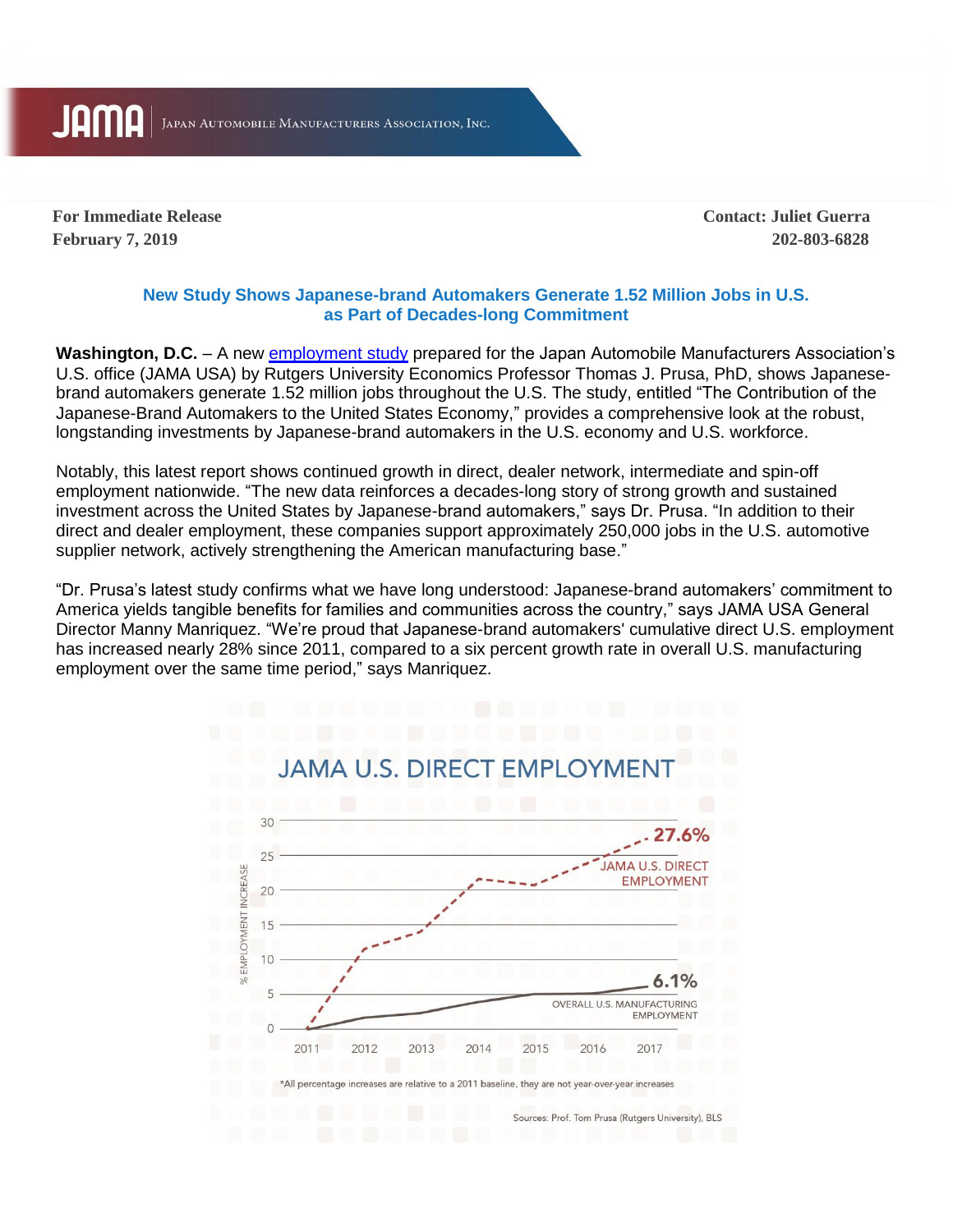JAMA | Japan Automobile Manufacturers Association, Inc.

**For Immediate Release**
**February 7, 2019**

**Contact: Juliet Guerra**
**202-803-6828**

## New Study Shows Japanese-brand Automakers Generate 1.52 Million Jobs in U.S. as Part of Decades-long Commitment

**Washington, D.C.** – A new employment study prepared for the Japan Automobile Manufacturers Association's U.S. office (JAMA USA) by Rutgers University Economics Professor Thomas J. Prusa, PhD, shows Japanese-brand automakers generate 1.52 million jobs throughout the U.S. The study, entitled "The Contribution of the Japanese-Brand Automakers to the United States Economy," provides a comprehensive look at the robust, longstanding investments by Japanese-brand automakers in the U.S. economy and U.S. workforce.

Notably, this latest report shows continued growth in direct, dealer network, intermediate and spin-off employment nationwide. "The new data reinforces a decades-long story of strong growth and sustained investment across the United States by Japanese-brand automakers," says Dr. Prusa. "In addition to their direct and dealer employment, these companies support approximately 250,000 jobs in the U.S. automotive supplier network, actively strengthening the American manufacturing base."

"Dr. Prusa's latest study confirms what we have long understood: Japanese-brand automakers' commitment to America yields tangible benefits for families and communities across the country," says JAMA USA General Director Manny Manriquez. "We're proud that Japanese-brand automakers' cumulative direct U.S. employment has increased nearly 28% since 2011, compared to a six percent growth rate in overall U.S. manufacturing employment over the same time period," says Manriquez.

### JAMA U.S. DIRECT EMPLOYMENT

(% EMPLOYMENT INCREASE, 2011–2017)

- JAMA U.S. DIRECT EMPLOYMENT: 27.6%
- OVERALL U.S. MANUFACTURING EMPLOYMENT: 6.1%

*All percentage increases are relative to a 2011 baseline, they are not year-over-year increases

Sources: Prof. Tom Prusa (Rutgers University), BLS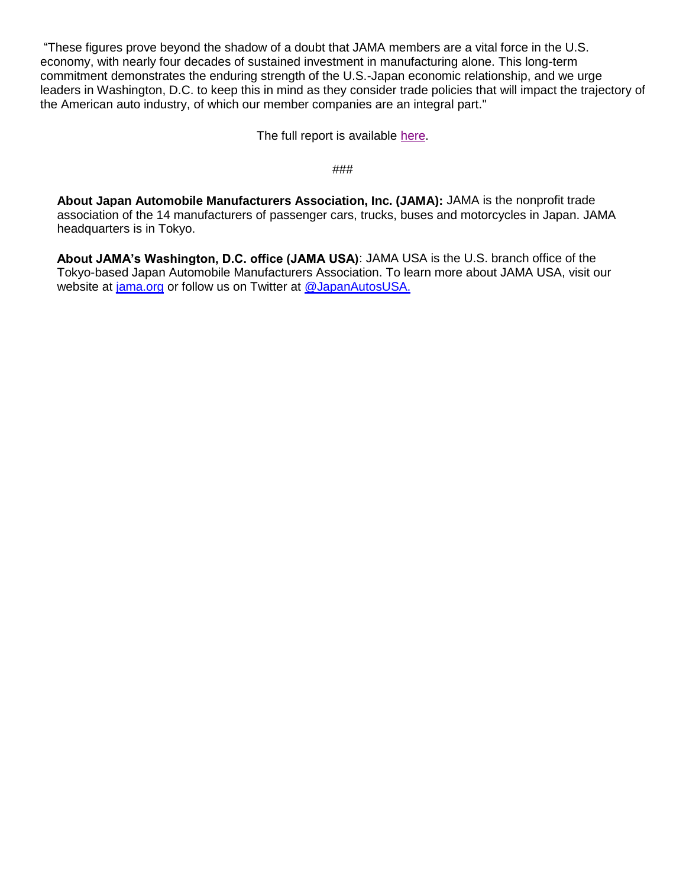"These figures prove beyond the shadow of a doubt that JAMA members are a vital force in the U.S. economy, with nearly four decades of sustained investment in manufacturing alone. This long-term commitment demonstrates the enduring strength of the U.S.-Japan economic relationship, and we urge leaders in Washington, D.C. to keep this in mind as they consider trade policies that will impact the trajectory of the American auto industry, of which our member companies are an integral part."

The full report is available here.

###

**About Japan Automobile Manufacturers Association, Inc. (JAMA):** JAMA is the nonprofit trade association of the 14 manufacturers of passenger cars, trucks, buses and motorcycles in Japan. JAMA headquarters is in Tokyo.

**About JAMA's Washington, D.C. office (JAMA USA)**: JAMA USA is the U.S. branch office of the Tokyo-based Japan Automobile Manufacturers Association. To learn more about JAMA USA, visit our website at jama.org or follow us on Twitter at @JapanAutosUSA.